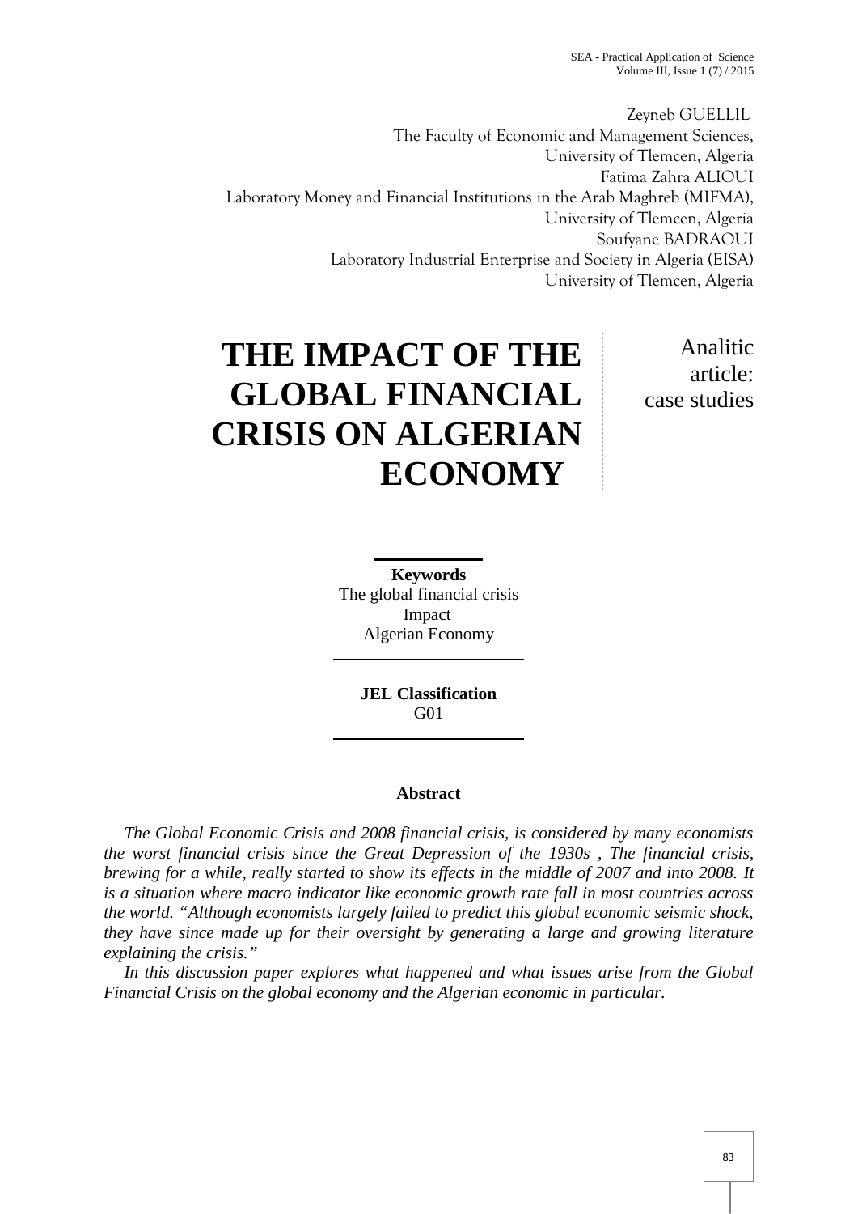Zeyneb GUELLIL
The Faculty of Economic and Management Sciences,
University of Tlemcen, Algeria
Fatima Zahra ALIOUI
Laboratory Money and Financial Institutions in the Arab Maghreb (MIFMA),
University of Tlemcen, Algeria
Soufyane BADRAOUI
Laboratory Industrial Enterprise and Society in Algeria (EISA)
University of Tlemcen, Algeria

# THE IMPACT OF THE GLOBAL FINANCIAL CRISIS ON ALGERIAN ECONOMY

Analitic article: case studies

**Keywords**
The global financial crisis
Impact
Algerian Economy

**JEL Classification**
G01

## Abstract

*The Global Economic Crisis and 2008 financial crisis, is considered by many economists the worst financial crisis since the Great Depression of the 1930s , The financial crisis, brewing for a while, really started to show its effects in the middle of 2007 and into 2008. It is a situation where macro indicator like economic growth rate fall in most countries across the world. "Although economists largely failed to predict this global economic seismic shock, they have since made up for their oversight by generating a large and growing literature explaining the crisis."*

*In this discussion paper explores what happened and what issues arise from the Global Financial Crisis on the global economy and the Algerian economic in particular.*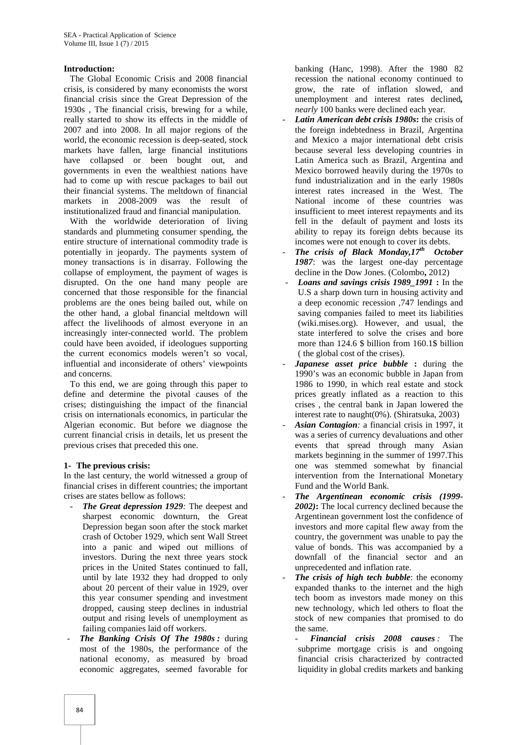**Introduction:**

The Global Economic Crisis and 2008 financial crisis, is considered by many economists the worst financial crisis since the Great Depression of the 1930s , The financial crisis, brewing for a while, really started to show its effects in the middle of 2007 and into 2008. In all major regions of the world, the economic recession is deep-seated, stock markets have fallen, large financial institutions have collapsed or been bought out, and governments in even the wealthiest nations have had to come up with rescue packages to bail out their financial systems. The meltdown of financial markets in 2008-2009 was the result of institutionalized fraud and financial manipulation.

With the worldwide deterioration of living standards and plummeting consumer spending, the entire structure of international commodity trade is potentially in jeopardy. The payments system of money transactions is in disarray. Following the collapse of employment, the payment of wages is disrupted. On the one hand many people are concerned that those responsible for the financial problems are the ones being bailed out, while on the other hand, a global financial meltdown will affect the livelihoods of almost everyone in an increasingly inter-connected world. The problem could have been avoided, if ideologues supporting the current economics models weren't so vocal, influential and inconsiderate of others' viewpoints and concerns.

To this end, we are going through this paper to define and determine the pivotal causes of the crises; distinguishing the impact of the financial crisis on internationals economics, in particular the Algerian economic. But before we diagnose the current financial crisis in details, let us present the previous crises that preceded this one.

**1- The previous crisis:**

In the last century, the world witnessed a group of financial crises in different countries; the important crises are states bellow as follows:

- ***The Great depression 1929:*** The deepest and sharpest economic downturn, the Great Depression began soon after the stock market crash of October 1929, which sent Wall Street into a panic and wiped out millions of investors. During the next three years stock prices in the United States continued to fall, until by late 1932 they had dropped to only about 20 percent of their value in 1929, over this year consumer spending and investment dropped, causing steep declines in industrial output and rising levels of unemployment as failing companies laid off workers.
- ***The Banking Crisis Of The 1980s :*** during most of the 1980s, the performance of the national economy, as measured by broad economic aggregates, seemed favorable for banking (Hanc, 1998). After the 1980 82 recession the national economy continued to grow, the rate of inflation slowed, and unemployment and interest rates declined***, nearly*** 100 banks were declined each year.
- ***Latin American debt crisis 1980s*:** the crisis of the foreign indebtedness in Brazil, Argentina and Mexico a major international debt crisis because several less developing countries in Latin America such as Brazil, Argentina and Mexico borrowed heavily during the 1970s to fund industrialization and in the early 1980s interest rates increased in the West. The National income of these countries was insufficient to meet interest repayments and its fell in the default of payment and losts its ability to repay its foreign debts because its incomes were not enough to cover its debts.
- ***The crisis of Black Monday,17th October 1987***: was the largest one-day percentage decline in the Dow Jones. (Colombo**,** 2012)
- ***Loans and savings crisis 1989_1991* :** In the U.S a sharp down turn in housing activity and a deep economic recession ,747 lendings and saving companies failed to meet its liabilities (wiki.mises.org). However, and usual, the state interfered to solve the crises and bore more than 124.6 $ billion from 160.1$ billion ( the global cost of the crises).
- ***Japanese asset price bubble* :** during the 1990's was an economic bubble in Japan from 1986 to 1990, in which real estate and stock prices greatly inflated as a reaction to this crises , the central bank in Japan lowered the interest rate to naught(0%). (Shiratsuka, 2003)
- ***Asian Contagion:*** a financial crisis in 1997, it was a series of currency devaluations and other events that spread through many Asian markets beginning in the summer of 1997.This one was stemmed somewhat by financial intervention from the International Monetary Fund and the World Bank.
- ***The Argentinean economic crisis (1999-2002)*:** The local currency declined because the Argentinean government lost the confidence of investors and more capital flew away from the country, the government was unable to pay the value of bonds. This was accompanied by a downfall of the financial sector and an unprecedented and inflation rate.
- ***The crisis of high tech bubble***: the economy expanded thanks to the internet and the high tech boom as investors made money on this new technology, which led others to float the stock of new companies that promised to do the same.
  - ***Financial crisis 2008 causes :*** The subprime mortgage crisis is and ongoing financial crisis characterized by contracted liquidity in global credits markets and banking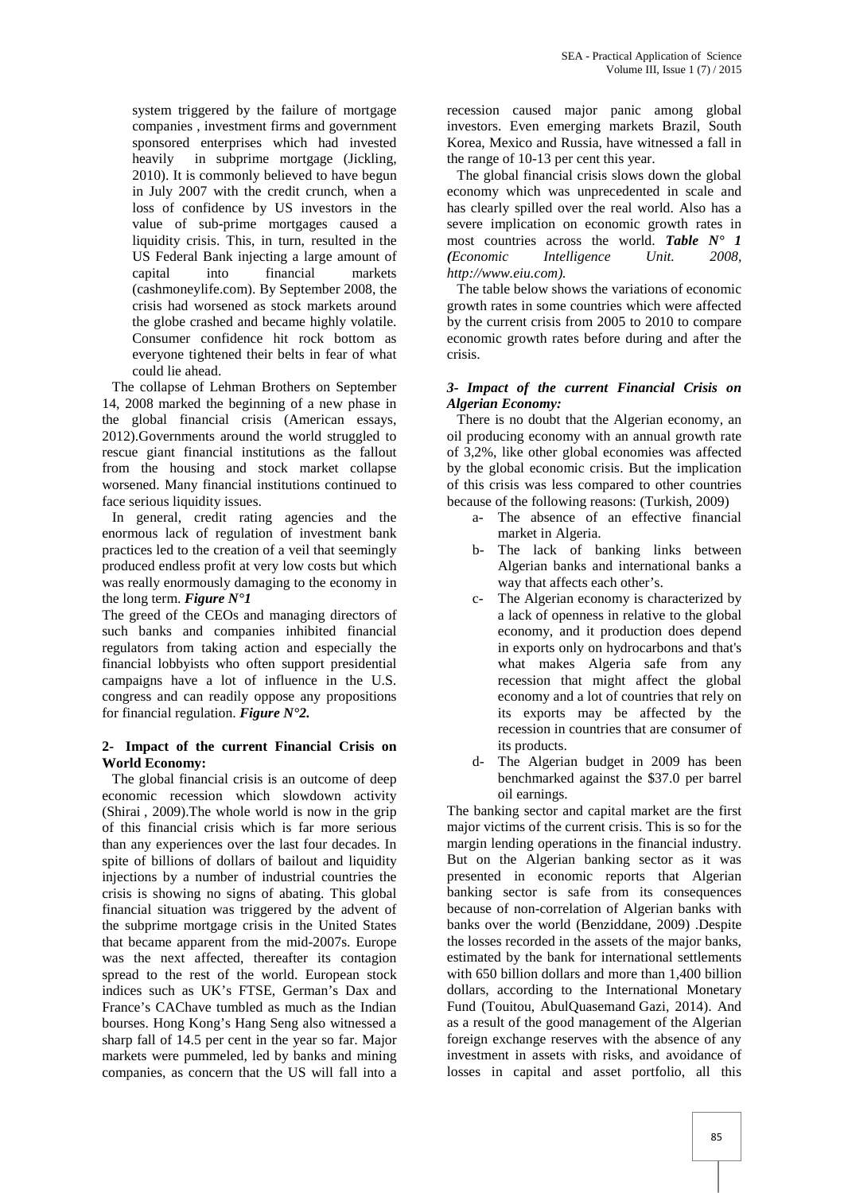system triggered by the failure of mortgage companies , investment firms and government sponsored enterprises which had invested heavily in subprime mortgage (Jickling, 2010). It is commonly believed to have begun in July 2007 with the credit crunch, when a loss of confidence by US investors in the value of sub-prime mortgages caused a liquidity crisis. This, in turn, resulted in the US Federal Bank injecting a large amount of capital into financial markets (cashmoneylife.com). By September 2008, the crisis had worsened as stock markets around the globe crashed and became highly volatile. Consumer confidence hit rock bottom as everyone tightened their belts in fear of what could lie ahead.

The collapse of Lehman Brothers on September 14, 2008 marked the beginning of a new phase in the global financial crisis (American essays, 2012).Governments around the world struggled to rescue giant financial institutions as the fallout from the housing and stock market collapse worsened. Many financial institutions continued to face serious liquidity issues.

In general, credit rating agencies and the enormous lack of regulation of investment bank practices led to the creation of a veil that seemingly produced endless profit at very low costs but which was really enormously damaging to the economy in the long term. ***Figure N°1***

The greed of the CEOs and managing directors of such banks and companies inhibited financial regulators from taking action and especially the financial lobbyists who often support presidential campaigns have a lot of influence in the U.S. congress and can readily oppose any propositions for financial regulation. ***Figure N°2.***

## 2- Impact of the current Financial Crisis on World Economy:

The global financial crisis is an outcome of deep economic recession which slowdown activity (Shirai , 2009).The whole world is now in the grip of this financial crisis which is far more serious than any experiences over the last four decades. In spite of billions of dollars of bailout and liquidity injections by a number of industrial countries the crisis is showing no signs of abating. This global financial situation was triggered by the advent of the subprime mortgage crisis in the United States that became apparent from the mid-2007s. Europe was the next affected, thereafter its contagion spread to the rest of the world. European stock indices such as UK's FTSE, German's Dax and France's CAChave tumbled as much as the Indian bourses. Hong Kong's Hang Seng also witnessed a sharp fall of 14.5 per cent in the year so far. Major markets were pummeled, led by banks and mining companies, as concern that the US will fall into a recession caused major panic among global investors. Even emerging markets Brazil, South Korea, Mexico and Russia, have witnessed a fall in the range of 10-13 per cent this year.

The global financial crisis slows down the global economy which was unprecedented in scale and has clearly spilled over the real world. Also has a severe implication on economic growth rates in most countries across the world. ***Table N° 1 (Economic Intelligence Unit. 2008, http://www.eiu.com).***

The table below shows the variations of economic growth rates in some countries which were affected by the current crisis from 2005 to 2010 to compare economic growth rates before during and after the crisis.

## *3- Impact of the current Financial Crisis on Algerian Economy:*

There is no doubt that the Algerian economy, an oil producing economy with an annual growth rate of 3,2%, like other global economies was affected by the global economic crisis. But the implication of this crisis was less compared to other countries because of the following reasons: (Turkish, 2009)

a- The absence of an effective financial market in Algeria.

b- The lack of banking links between Algerian banks and international banks a way that affects each other's.

c- The Algerian economy is characterized by a lack of openness in relative to the global economy, and it production does depend in exports only on hydrocarbons and that's what makes Algeria safe from any recession that might affect the global economy and a lot of countries that rely on its exports may be affected by the recession in countries that are consumer of its products.

d- The Algerian budget in 2009 has been benchmarked against the $37.0 per barrel oil earnings.

The banking sector and capital market are the first major victims of the current crisis. This is so for the margin lending operations in the financial industry. But on the Algerian banking sector as it was presented in economic reports that Algerian banking sector is safe from its consequences because of non-correlation of Algerian banks with banks over the world (Benziddane, 2009) .Despite the losses recorded in the assets of the major banks, estimated by the bank for international settlements with 650 billion dollars and more than 1,400 billion dollars, according to the International Monetary Fund (Touitou, AbulQuasemand Gazi, 2014). And as a result of the good management of the Algerian foreign exchange reserves with the absence of any investment in assets with risks, and avoidance of losses in capital and asset portfolio, all this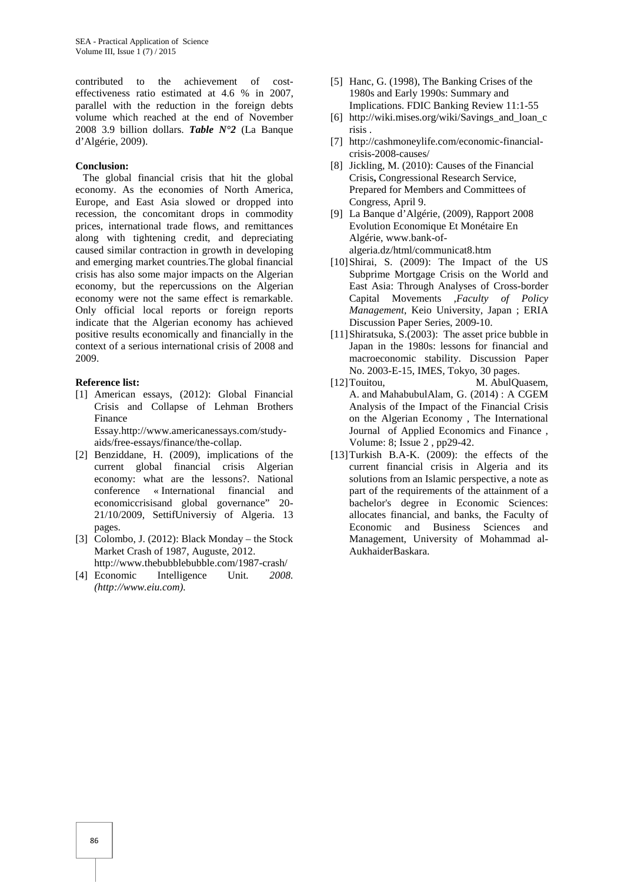contributed to the achievement of cost-effectiveness ratio estimated at 4.6 % in 2007, parallel with the reduction in the foreign debts volume which reached at the end of November 2008 3.9 billion dollars. ***Table N°2*** (La Banque d'Algérie, 2009).

**Conclusion:**

The global financial crisis that hit the global economy. As the economies of North America, Europe, and East Asia slowed or dropped into recession, the concomitant drops in commodity prices, international trade flows, and remittances along with tightening credit, and depreciating caused similar contraction in growth in developing and emerging market countries.The global financial crisis has also some major impacts on the Algerian economy, but the repercussions on the Algerian economy were not the same effect is remarkable. Only official local reports or foreign reports indicate that the Algerian economy has achieved positive results economically and financially in the context of a serious international crisis of 2008 and 2009.

**Reference list:**

[1] American essays, (2012): Global Financial Crisis and Collapse of Lehman Brothers Finance Essay.http://www.americanessays.com/study-aids/free-essays/finance/the-collap.

[2] Benziddane, H. (2009), implications of the current global financial crisis Algerian economy: what are the lessons?. National conference « International financial and economiccrisisand global governance" 20-21/10/2009, SettifUniversiy of Algeria. 13 pages.

[3] Colombo, J. (2012): Black Monday – the Stock Market Crash of 1987, Auguste, 2012. http://www.thebubblebubble.com/1987-crash/

[4] Economic Intelligence Unit. *2008. (http://www.eiu.com).*

[5] Hanc, G. (1998), The Banking Crises of the 1980s and Early 1990s: Summary and Implications. FDIC Banking Review 11:1-55

[6] http://wiki.mises.org/wiki/Savings_and_loan_crisis .

[7] http://cashmoneylife.com/economic-financial-crisis-2008-causes/

[8] Jickling, M. (2010): Causes of the Financial Crisis**,** Congressional Research Service, Prepared for Members and Committees of Congress, April 9.

[9] La Banque d'Algérie, (2009), Rapport 2008 Evolution Economique Et Monétaire En Algérie, www.bank-of-algeria.dz/html/communicat8.htm

[10] Shirai, S. (2009): The Impact of the US Subprime Mortgage Crisis on the World and East Asia: Through Analyses of Cross-border Capital Movements ,*Faculty of Policy Management*, Keio University, Japan ; ERIA Discussion Paper Series, 2009-10.

[11] Shiratsuka, S.(2003): The asset price bubble in Japan in the 1980s: lessons for financial and macroeconomic stability. Discussion Paper No. 2003-E-15, IMES, Tokyo, 30 pages.

[12] Touitou, M. AbulQuasem, A. and MahabubulAlam, G. (2014) : A CGEM Analysis of the Impact of the Financial Crisis on the Algerian Economy , The International Journal of Applied Economics and Finance , Volume: 8; Issue 2 , pp29-42.

[13] Turkish B.A-K. (2009): the effects of the current financial crisis in Algeria and its solutions from an Islamic perspective, a note as part of the requirements of the attainment of a bachelor's degree in Economic Sciences: allocates financial, and banks, the Faculty of Economic and Business Sciences and Management, University of Mohammad al-AukhaiderBaskara.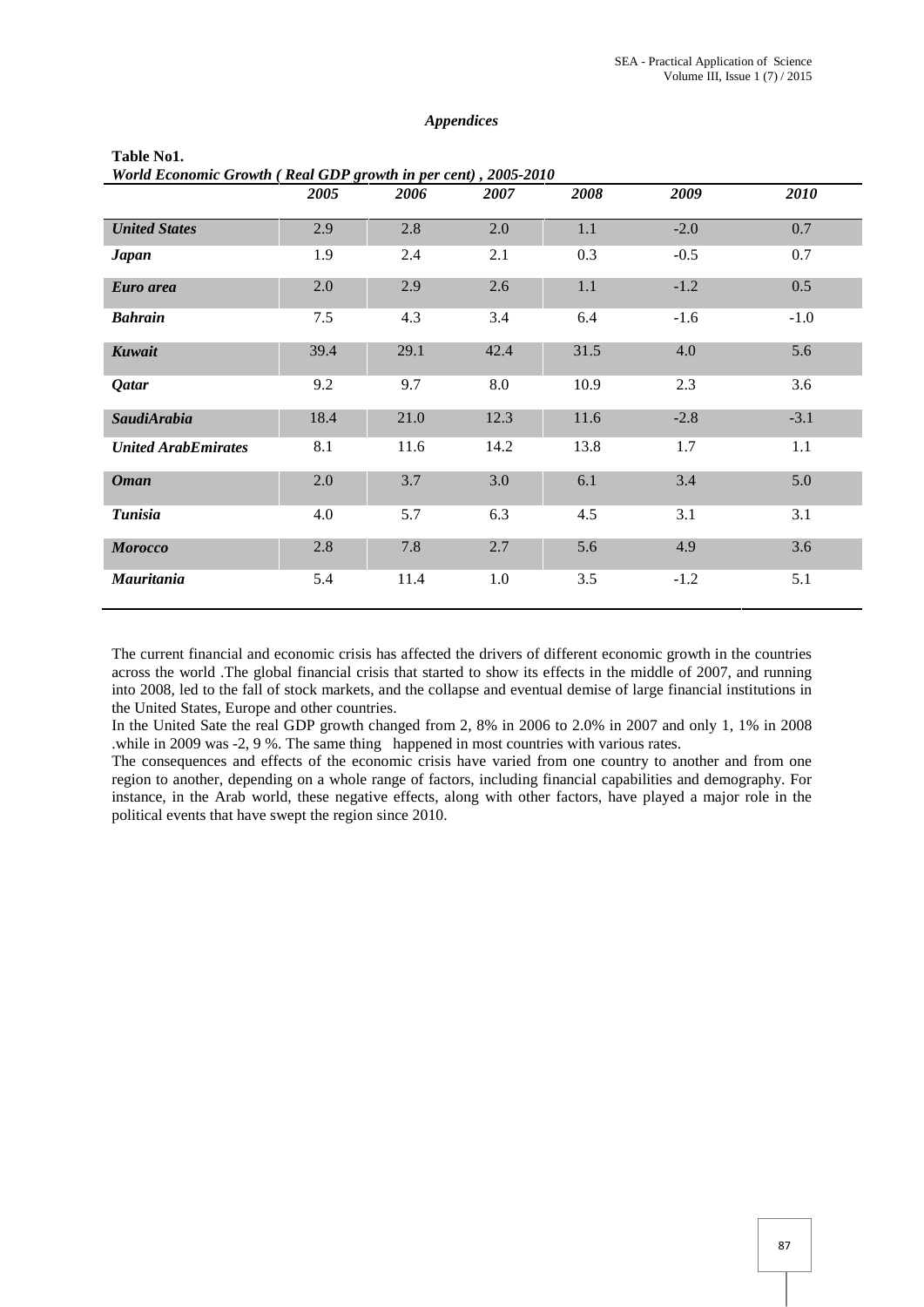*Appendices*

**Table No1.**
***World Economic Growth ( Real GDP growth in per cent) , 2005-2010***

| | *2005* | *2006* | *2007* | *2008* | *2009* | *2010* |
|---|---|---|---|---|---|---|
| ***United States*** | 2.9 | 2.8 | 2.0 | 1.1 | -2.0 | 0.7 |
| ***Japan*** | 1.9 | 2.4 | 2.1 | 0.3 | -0.5 | 0.7 |
| ***Euro area*** | 2.0 | 2.9 | 2.6 | 1.1 | -1.2 | 0.5 |
| ***Bahrain*** | 7.5 | 4.3 | 3.4 | 6.4 | -1.6 | -1.0 |
| ***Kuwait*** | 39.4 | 29.1 | 42.4 | 31.5 | 4.0 | 5.6 |
| ***Qatar*** | 9.2 | 9.7 | 8.0 | 10.9 | 2.3 | 3.6 |
| ***SaudiArabia*** | 18.4 | 21.0 | 12.3 | 11.6 | -2.8 | -3.1 |
| ***United ArabEmirates*** | 8.1 | 11.6 | 14.2 | 13.8 | 1.7 | 1.1 |
| ***Oman*** | 2.0 | 3.7 | 3.0 | 6.1 | 3.4 | 5.0 |
| ***Tunisia*** | 4.0 | 5.7 | 6.3 | 4.5 | 3.1 | 3.1 |
| ***Morocco*** | 2.8 | 7.8 | 2.7 | 5.6 | 4.9 | 3.6 |
| ***Mauritania*** | 5.4 | 11.4 | 1.0 | 3.5 | -1.2 | 5.1 |

The current financial and economic crisis has affected the drivers of different economic growth in the countries across the world .The global financial crisis that started to show its effects in the middle of 2007, and running into 2008, led to the fall of stock markets, and the collapse and eventual demise of large financial institutions in the United States, Europe and other countries.

In the United Sate the real GDP growth changed from 2, 8% in 2006 to 2.0% in 2007 and only 1, 1% in 2008 .while in 2009 was -2, 9 %. The same thing happened in most countries with various rates.

The consequences and effects of the economic crisis have varied from one country to another and from one region to another, depending on a whole range of factors, including financial capabilities and demography. For instance, in the Arab world, these negative effects, along with other factors, have played a major role in the political events that have swept the region since 2010.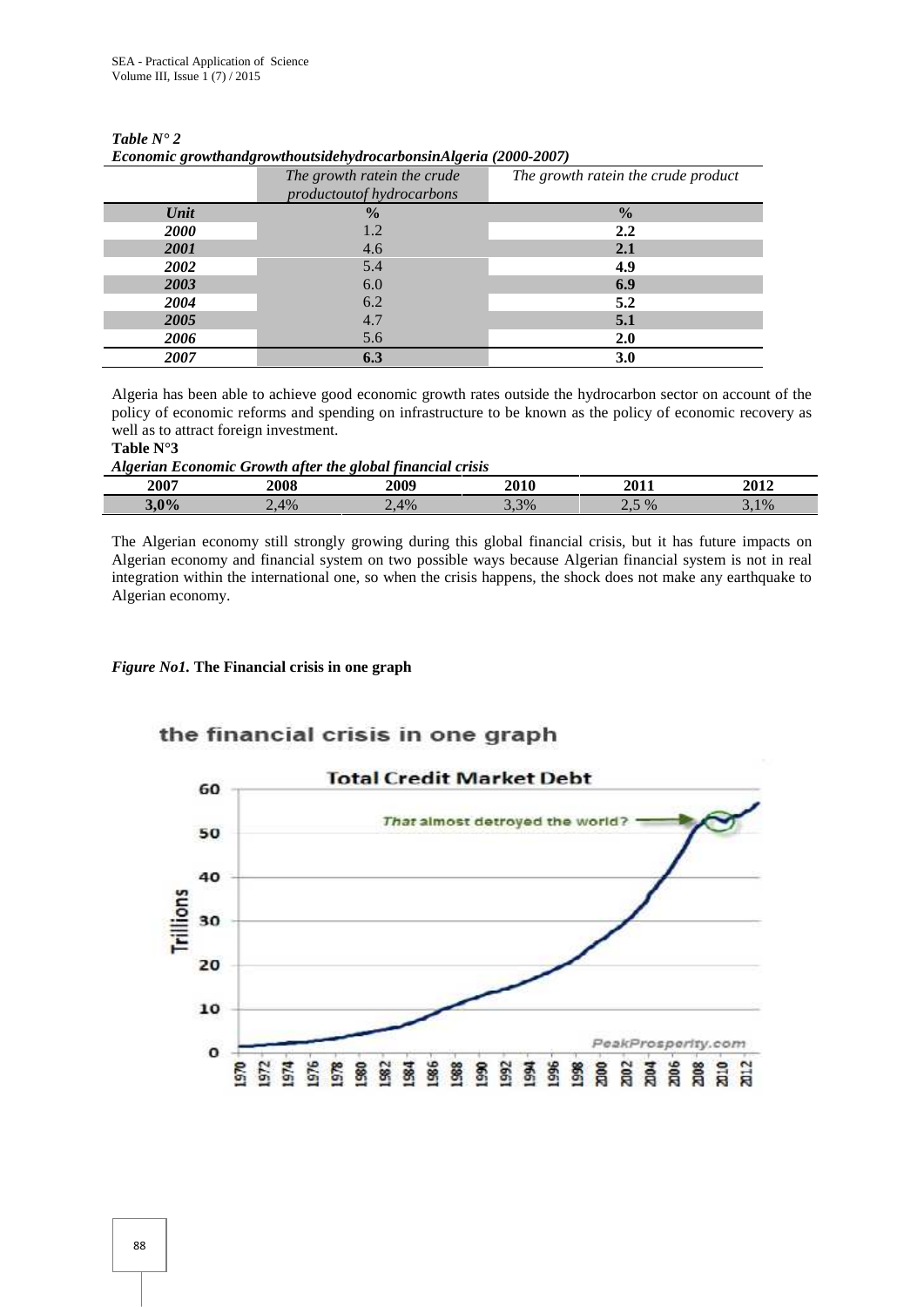*Table N° 2*
*Economic growthandgrowthoutsidehydrocarbonsinAlgeria (2000-2007)*

| | *The growth ratein the crude productoutof hydrocarbons* | *The growth ratein the crude product* |
|---|---|---|
| ***Unit*** | **%** | **%** |
| ***2000*** | 1.2 | **2.2** |
| ***2001*** | 4.6 | **2.1** |
| ***2002*** | 5.4 | **4.9** |
| ***2003*** | 6.0 | **6.9** |
| ***2004*** | 6.2 | **5.2** |
| ***2005*** | 4.7 | **5.1** |
| ***2006*** | 5.6 | **2.0** |
| ***2007*** | **6.3** | **3.0** |

Algeria has been able to achieve good economic growth rates outside the hydrocarbon sector on account of the policy of economic reforms and spending on infrastructure to be known as the policy of economic recovery as well as to attract foreign investment.

**Table N°3**
***Algerian Economic Growth after the global financial crisis***

| **2007** | **2008** | **2009** | **2010** | **2011** | **2012** |
|---|---|---|---|---|---|
| **3,0%** | 2,4% | 2,4% | 3,3% | 2,5 % | 3,1% |

The Algerian economy still strongly growing during this global financial crisis, but it has future impacts on Algerian economy and financial system on two possible ways because Algerian financial system is not in real integration within the international one, so when the crisis happens, the shock does not make any earthquake to Algerian economy.

*Figure No1.* **The Financial crisis in one graph**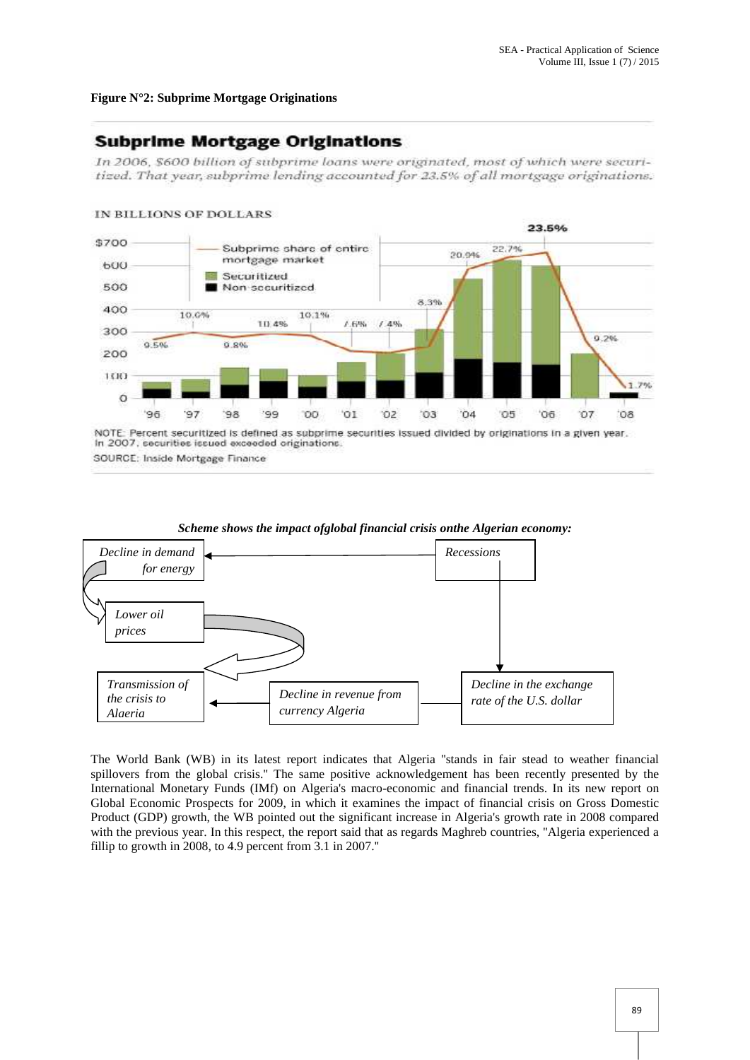**Figure N°2: Subprime Mortgage Originations**

## Subprime Mortgage Originations

*In 2006, $600 billion of subprime loans were originated, most of which were securitized. That year, subprime lending accounted for 23.5% of all mortgage originations.*

IN BILLIONS OF DOLLARS

| Year | Subprime share of entire mortgage market |
|---|---|
| '96 | 9.5% |
| '97 | 10.6% |
| '98 | 9.8% |
| '99 | 10.4% |
| '00 | 10.1% |
| '01 | 7.6% |
| '02 | 7.4% |
| '03 | 8.3% |
| '04 | 20.9% |
| '05 | 22.7% |
| '06 | 23.5% |
| '07 | 9.2% |
| '08 | 1.7% |

Legend: Subprime share of entire mortgage market; Securitized; Non-securitized

NOTE: Percent securitized is defined as subprime securities issued divided by originations in a given year. In 2007, securities issued exceeded originations.

SOURCE: Inside Mortgage Finance

*Scheme shows the impact ofglobal financial crisis onthe Algerian economy:*

- *Recessions* → *Decline in demand for energy* → *Lower oil prices* → *Transmission of the crisis to Algeria*
- *Recessions* → *Decline in the exchange rate of the U.S. dollar* → *Decline in revenue from currency Algeria* → *Transmission of the crisis to Algeria*

The World Bank (WB) in its latest report indicates that Algeria "stands in fair stead to weather financial spillovers from the global crisis." The same positive acknowledgement has been recently presented by the International Monetary Funds (IMf) on Algeria's macro-economic and financial trends. In its new report on Global Economic Prospects for 2009, in which it examines the impact of financial crisis on Gross Domestic Product (GDP) growth, the WB pointed out the significant increase in Algeria's growth rate in 2008 compared with the previous year. In this respect, the report said that as regards Maghreb countries, "Algeria experienced a fillip to growth in 2008, to 4.9 percent from 3.1 in 2007."